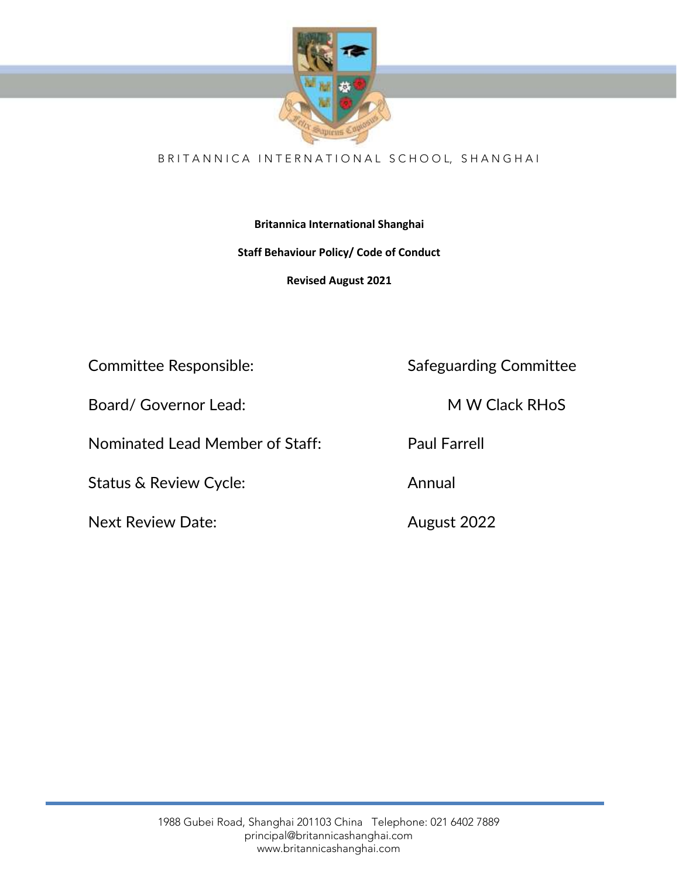BRITANNICA INTERNATIONAL SCHOOL, SHANGHAI

**Britannica International Shanghai**

**Staff Behaviour Policy/ Code of Conduct**

**Revised August 2021**

| | |
|---|---|
| Committee Responsible: | Safeguarding Committee |
| Board/ Governor Lead: | M W Clack RHoS |
| Nominated Lead Member of Staff: | Paul Farrell |
| Status & Review Cycle: | Annual |
| Next Review Date: | August 2022 |

1988 Gubei Road, Shanghai 201103 China Telephone: 021 6402 7889
principal@britannicashanghai.com
www.britannicashanghai.com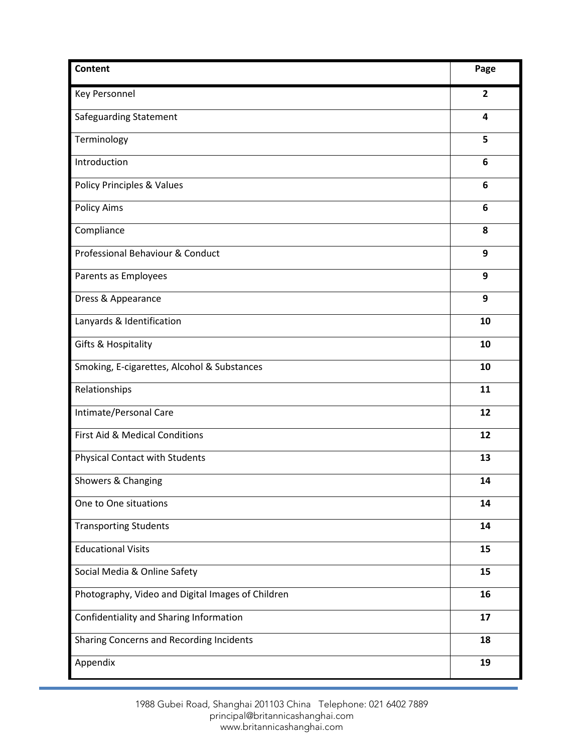| Content | Page |
| --- | --- |
| Key Personnel | 2 |
| Safeguarding Statement | 4 |
| Terminology | 5 |
| Introduction | 6 |
| Policy Principles & Values | 6 |
| Policy Aims | 6 |
| Compliance | 8 |
| Professional Behaviour & Conduct | 9 |
| Parents as Employees | 9 |
| Dress & Appearance | 9 |
| Lanyards & Identification | 10 |
| Gifts & Hospitality | 10 |
| Smoking, E-cigarettes, Alcohol & Substances | 10 |
| Relationships | 11 |
| Intimate/Personal Care | 12 |
| First Aid & Medical Conditions | 12 |
| Physical Contact with Students | 13 |
| Showers & Changing | 14 |
| One to One situations | 14 |
| Transporting Students | 14 |
| Educational Visits | 15 |
| Social Media & Online Safety | 15 |
| Photography, Video and Digital Images of Children | 16 |
| Confidentiality and Sharing Information | 17 |
| Sharing Concerns and Recording Incidents | 18 |
| Appendix | 19 |

1988 Gubei Road, Shanghai 201103 China Telephone: 021 6402 7889
principal@britannicashanghai.com
www.britannicashanghai.com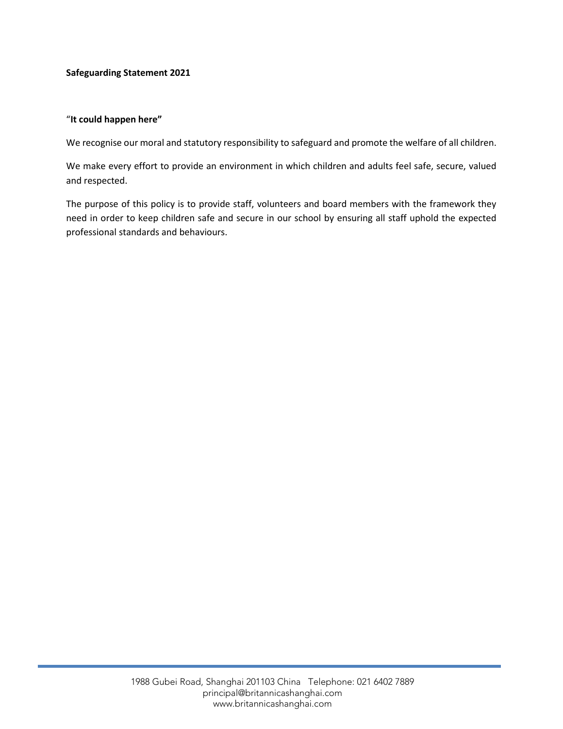**Safeguarding Statement 2021**

"**It could happen here"**

We recognise our moral and statutory responsibility to safeguard and promote the welfare of all children.

We make every effort to provide an environment in which children and adults feel safe, secure, valued and respected.

The purpose of this policy is to provide staff, volunteers and board members with the framework they need in order to keep children safe and secure in our school by ensuring all staff uphold the expected professional standards and behaviours.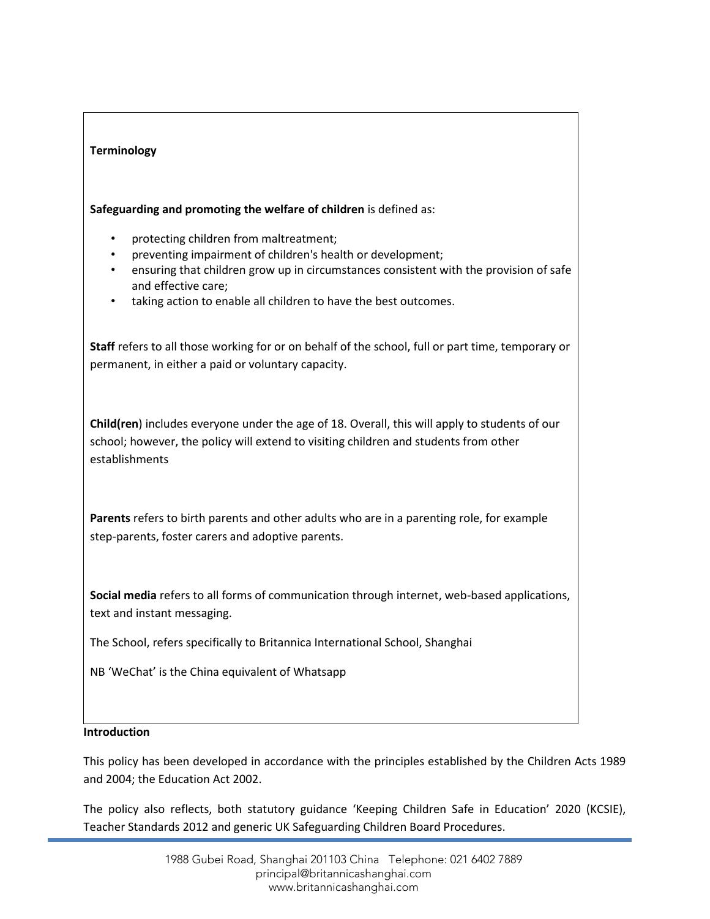## Terminology

**Safeguarding and promoting the welfare of children** is defined as:

- protecting children from maltreatment;
- preventing impairment of children's health or development;
- ensuring that children grow up in circumstances consistent with the provision of safe and effective care;
- taking action to enable all children to have the best outcomes.

**Staff** refers to all those working for or on behalf of the school, full or part time, temporary or permanent, in either a paid or voluntary capacity.

**Child(ren**) includes everyone under the age of 18. Overall, this will apply to students of our school; however, the policy will extend to visiting children and students from other establishments

**Parents** refers to birth parents and other adults who are in a parenting role, for example step-parents, foster carers and adoptive parents.

**Social media** refers to all forms of communication through internet, web-based applications, text and instant messaging.

The School, refers specifically to Britannica International School, Shanghai

NB 'WeChat' is the China equivalent of Whatsapp

## Introduction

This policy has been developed in accordance with the principles established by the Children Acts 1989 and 2004; the Education Act 2002.

The policy also reflects, both statutory guidance 'Keeping Children Safe in Education' 2020 (KCSIE), Teacher Standards 2012 and generic UK Safeguarding Children Board Procedures.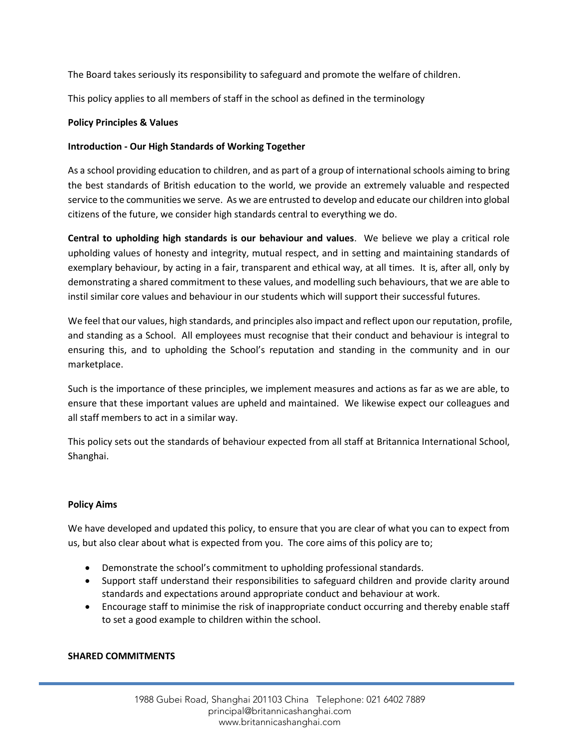The Board takes seriously its responsibility to safeguard and promote the welfare of children.

This policy applies to all members of staff in the school as defined in the terminology

**Policy Principles & Values**

**Introduction - Our High Standards of Working Together**

As a school providing education to children, and as part of a group of international schools aiming to bring the best standards of British education to the world, we provide an extremely valuable and respected service to the communities we serve. As we are entrusted to develop and educate our children into global citizens of the future, we consider high standards central to everything we do.

**Central to upholding high standards is our behaviour and values**. We believe we play a critical role upholding values of honesty and integrity, mutual respect, and in setting and maintaining standards of exemplary behaviour, by acting in a fair, transparent and ethical way, at all times. It is, after all, only by demonstrating a shared commitment to these values, and modelling such behaviours, that we are able to instil similar core values and behaviour in our students which will support their successful futures.

We feel that our values, high standards, and principles also impact and reflect upon our reputation, profile, and standing as a School. All employees must recognise that their conduct and behaviour is integral to ensuring this, and to upholding the School's reputation and standing in the community and in our marketplace.

Such is the importance of these principles, we implement measures and actions as far as we are able, to ensure that these important values are upheld and maintained. We likewise expect our colleagues and all staff members to act in a similar way.

This policy sets out the standards of behaviour expected from all staff at Britannica International School, Shanghai.

**Policy Aims**

We have developed and updated this policy, to ensure that you are clear of what you can to expect from us, but also clear about what is expected from you. The core aims of this policy are to;

- Demonstrate the school's commitment to upholding professional standards.
- Support staff understand their responsibilities to safeguard children and provide clarity around standards and expectations around appropriate conduct and behaviour at work.
- Encourage staff to minimise the risk of inappropriate conduct occurring and thereby enable staff to set a good example to children within the school.

**SHARED COMMITMENTS**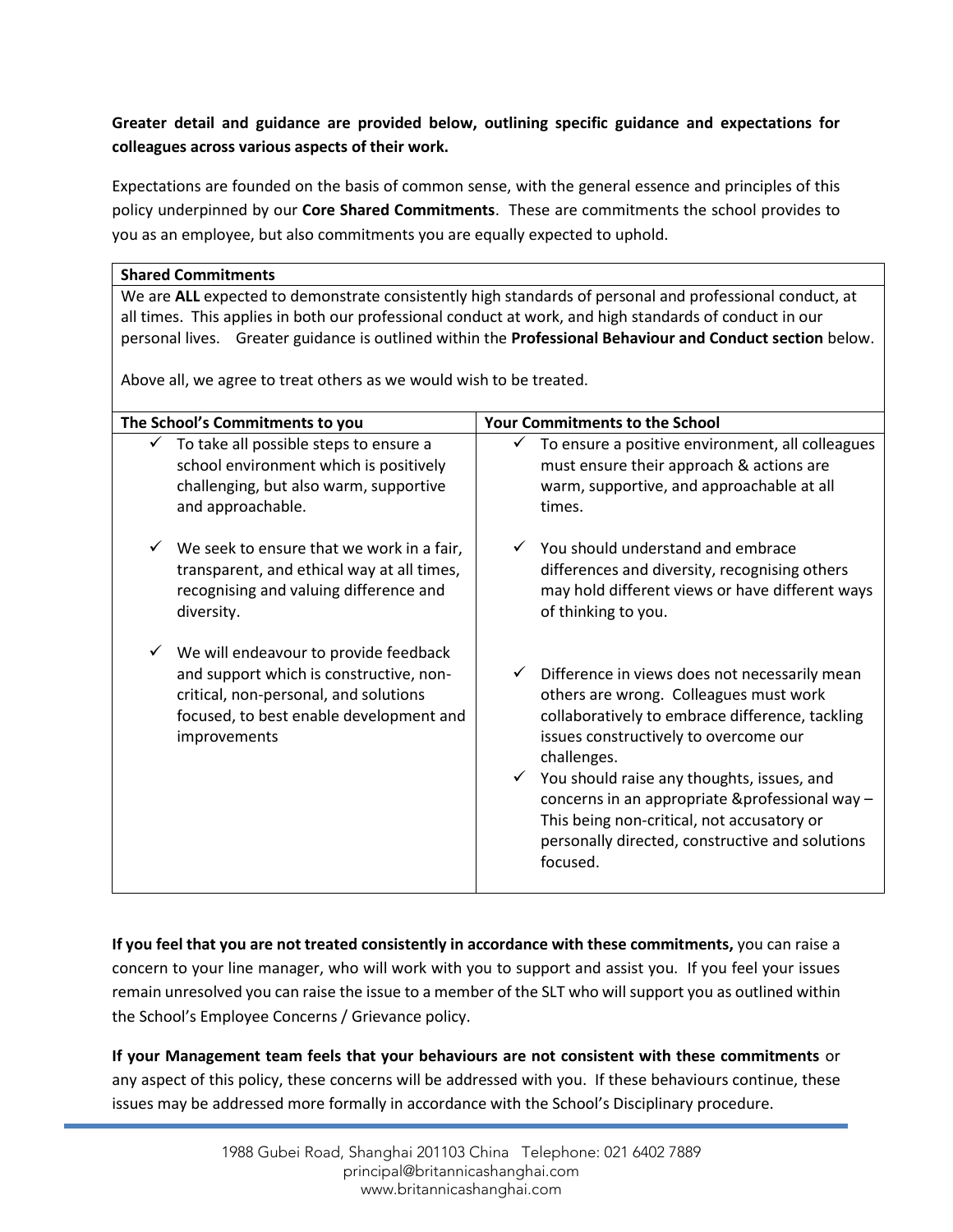**Greater detail and guidance are provided below, outlining specific guidance and expectations for colleagues across various aspects of their work.**

Expectations are founded on the basis of common sense, with the general essence and principles of this policy underpinned by our **Core Shared Commitments**. These are commitments the school provides to you as an employee, but also commitments you are equally expected to uphold.

| **Shared Commitments** | |
|---|---|
| We are **ALL** expected to demonstrate consistently high standards of personal and professional conduct, at all times. This applies in both our professional conduct at work, and high standards of conduct in our personal lives. Greater guidance is outlined within the **Professional Behaviour and Conduct section** below.<br><br>Above all, we agree to treat others as we would wish to be treated. | |
| **The School's Commitments to you** | **Your Commitments to the School** |
| ✓ To take all possible steps to ensure a school environment which is positively challenging, but also warm, supportive and approachable.<br><br>✓ We seek to ensure that we work in a fair, transparent, and ethical way at all times, recognising and valuing difference and diversity.<br><br>✓ We will endeavour to provide feedback and support which is constructive, non-critical, non-personal, and solutions focused, to best enable development and improvements | ✓ To ensure a positive environment, all colleagues must ensure their approach & actions are warm, supportive, and approachable at all times.<br><br>✓ You should understand and embrace differences and diversity, recognising others may hold different views or have different ways of thinking to you.<br><br>✓ Difference in views does not necessarily mean others are wrong. Colleagues must work collaboratively to embrace difference, tackling issues constructively to overcome our challenges.<br>✓ You should raise any thoughts, issues, and concerns in an appropriate &professional way – This being non-critical, not accusatory or personally directed, constructive and solutions focused. |

**If you feel that you are not treated consistently in accordance with these commitments,** you can raise a concern to your line manager, who will work with you to support and assist you. If you feel your issues remain unresolved you can raise the issue to a member of the SLT who will support you as outlined within the School's Employee Concerns / Grievance policy.

**If your Management team feels that your behaviours are not consistent with these commitments** or any aspect of this policy, these concerns will be addressed with you. If these behaviours continue, these issues may be addressed more formally in accordance with the School's Disciplinary procedure.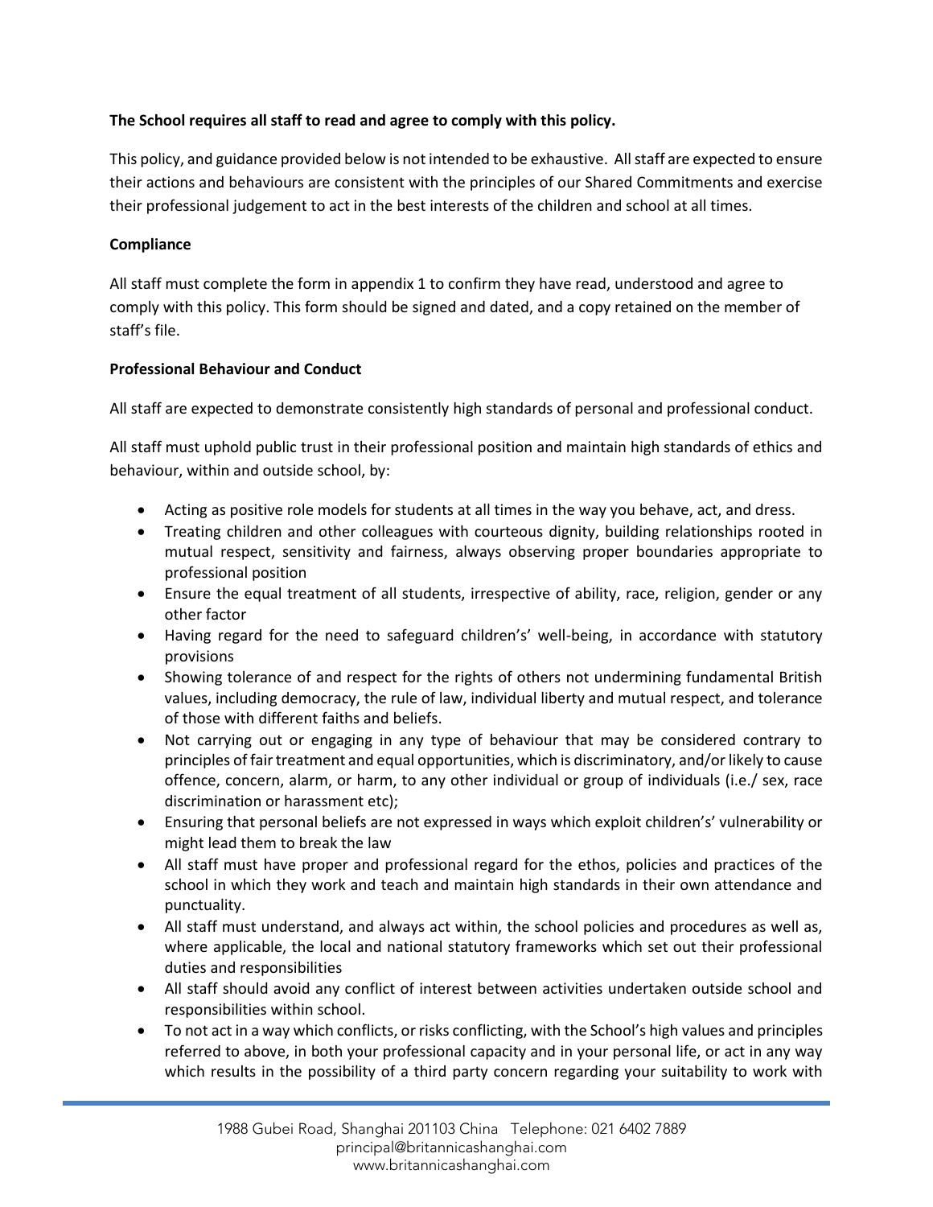**The School requires all staff to read and agree to comply with this policy.**

This policy, and guidance provided below is not intended to be exhaustive. All staff are expected to ensure their actions and behaviours are consistent with the principles of our Shared Commitments and exercise their professional judgement to act in the best interests of the children and school at all times.

**Compliance**

All staff must complete the form in appendix 1 to confirm they have read, understood and agree to comply with this policy. This form should be signed and dated, and a copy retained on the member of staff's file.

**Professional Behaviour and Conduct**

All staff are expected to demonstrate consistently high standards of personal and professional conduct.

All staff must uphold public trust in their professional position and maintain high standards of ethics and behaviour, within and outside school, by:

- Acting as positive role models for students at all times in the way you behave, act, and dress.
- Treating children and other colleagues with courteous dignity, building relationships rooted in mutual respect, sensitivity and fairness, always observing proper boundaries appropriate to professional position
- Ensure the equal treatment of all students, irrespective of ability, race, religion, gender or any other factor
- Having regard for the need to safeguard children's' well-being, in accordance with statutory provisions
- Showing tolerance of and respect for the rights of others not undermining fundamental British values, including democracy, the rule of law, individual liberty and mutual respect, and tolerance of those with different faiths and beliefs.
- Not carrying out or engaging in any type of behaviour that may be considered contrary to principles of fair treatment and equal opportunities, which is discriminatory, and/or likely to cause offence, concern, alarm, or harm, to any other individual or group of individuals (i.e./ sex, race discrimination or harassment etc);
- Ensuring that personal beliefs are not expressed in ways which exploit children's' vulnerability or might lead them to break the law
- All staff must have proper and professional regard for the ethos, policies and practices of the school in which they work and teach and maintain high standards in their own attendance and punctuality.
- All staff must understand, and always act within, the school policies and procedures as well as, where applicable, the local and national statutory frameworks which set out their professional duties and responsibilities
- All staff should avoid any conflict of interest between activities undertaken outside school and responsibilities within school.
- To not act in a way which conflicts, or risks conflicting, with the School's high values and principles referred to above, in both your professional capacity and in your personal life, or act in any way which results in the possibility of a third party concern regarding your suitability to work with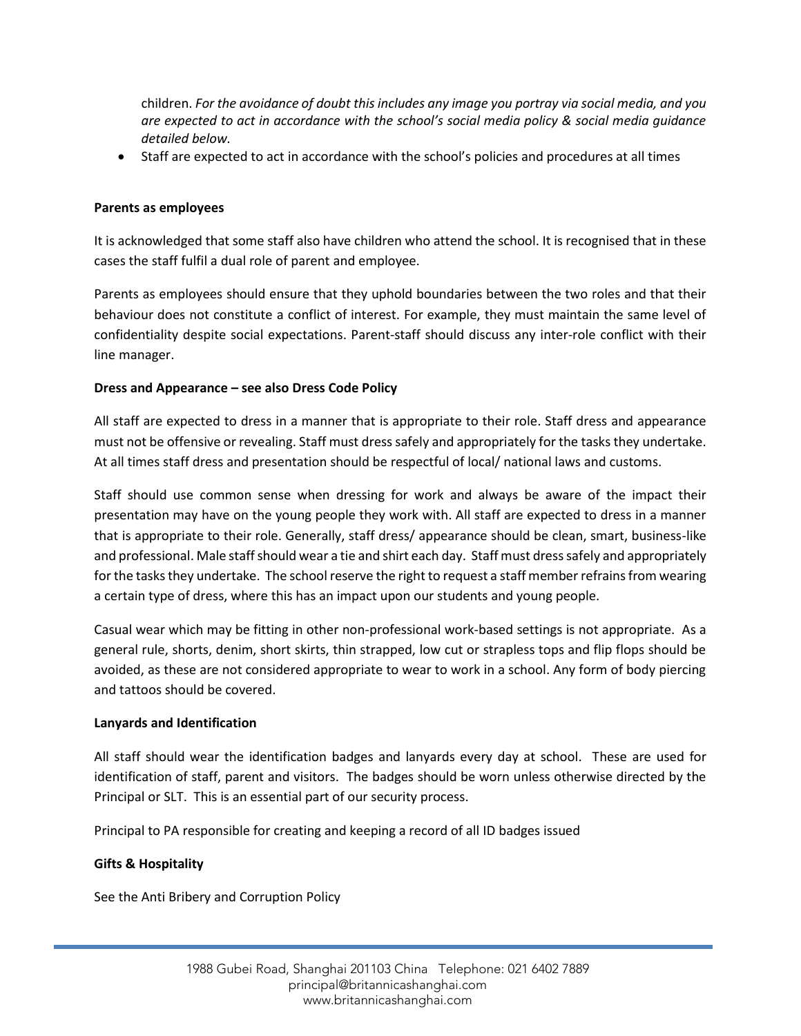children. *For the avoidance of doubt this includes any image you portray via social media, and you are expected to act in accordance with the school's social media policy & social media guidance detailed below.*

- Staff are expected to act in accordance with the school's policies and procedures at all times

**Parents as employees**

It is acknowledged that some staff also have children who attend the school. It is recognised that in these cases the staff fulfil a dual role of parent and employee.

Parents as employees should ensure that they uphold boundaries between the two roles and that their behaviour does not constitute a conflict of interest. For example, they must maintain the same level of confidentiality despite social expectations. Parent-staff should discuss any inter-role conflict with their line manager.

**Dress and Appearance – see also Dress Code Policy**

All staff are expected to dress in a manner that is appropriate to their role. Staff dress and appearance must not be offensive or revealing. Staff must dress safely and appropriately for the tasks they undertake. At all times staff dress and presentation should be respectful of local/ national laws and customs.

Staff should use common sense when dressing for work and always be aware of the impact their presentation may have on the young people they work with. All staff are expected to dress in a manner that is appropriate to their role. Generally, staff dress/ appearance should be clean, smart, business-like and professional. Male staff should wear a tie and shirt each day. Staff must dress safely and appropriately for the tasks they undertake. The school reserve the right to request a staff member refrains from wearing a certain type of dress, where this has an impact upon our students and young people.

Casual wear which may be fitting in other non-professional work-based settings is not appropriate. As a general rule, shorts, denim, short skirts, thin strapped, low cut or strapless tops and flip flops should be avoided, as these are not considered appropriate to wear to work in a school. Any form of body piercing and tattoos should be covered.

**Lanyards and Identification**

All staff should wear the identification badges and lanyards every day at school. These are used for identification of staff, parent and visitors. The badges should be worn unless otherwise directed by the Principal or SLT. This is an essential part of our security process.

Principal to PA responsible for creating and keeping a record of all ID badges issued

**Gifts & Hospitality**

See the Anti Bribery and Corruption Policy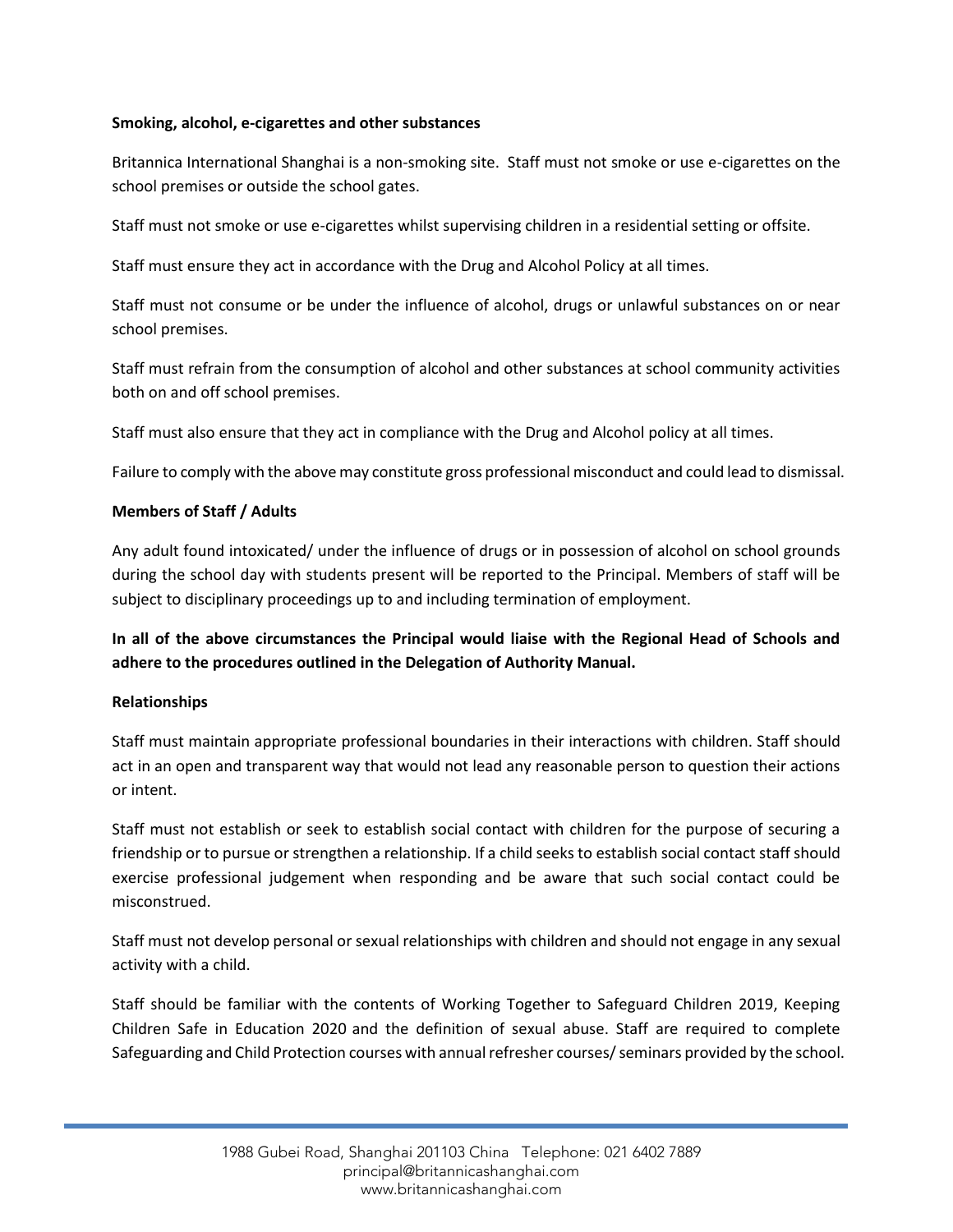**Smoking, alcohol, e-cigarettes and other substances**

Britannica International Shanghai is a non-smoking site. Staff must not smoke or use e-cigarettes on the school premises or outside the school gates.

Staff must not smoke or use e-cigarettes whilst supervising children in a residential setting or offsite.

Staff must ensure they act in accordance with the Drug and Alcohol Policy at all times.

Staff must not consume or be under the influence of alcohol, drugs or unlawful substances on or near school premises.

Staff must refrain from the consumption of alcohol and other substances at school community activities both on and off school premises.

Staff must also ensure that they act in compliance with the Drug and Alcohol policy at all times.

Failure to comply with the above may constitute gross professional misconduct and could lead to dismissal.

**Members of Staff / Adults**

Any adult found intoxicated/ under the influence of drugs or in possession of alcohol on school grounds during the school day with students present will be reported to the Principal. Members of staff will be subject to disciplinary proceedings up to and including termination of employment.

**In all of the above circumstances the Principal would liaise with the Regional Head of Schools and adhere to the procedures outlined in the Delegation of Authority Manual.**

**Relationships**

Staff must maintain appropriate professional boundaries in their interactions with children. Staff should act in an open and transparent way that would not lead any reasonable person to question their actions or intent.

Staff must not establish or seek to establish social contact with children for the purpose of securing a friendship or to pursue or strengthen a relationship. If a child seeks to establish social contact staff should exercise professional judgement when responding and be aware that such social contact could be misconstrued.

Staff must not develop personal or sexual relationships with children and should not engage in any sexual activity with a child.

Staff should be familiar with the contents of Working Together to Safeguard Children 2019, Keeping Children Safe in Education 2020 and the definition of sexual abuse. Staff are required to complete Safeguarding and Child Protection courses with annual refresher courses/ seminars provided by the school.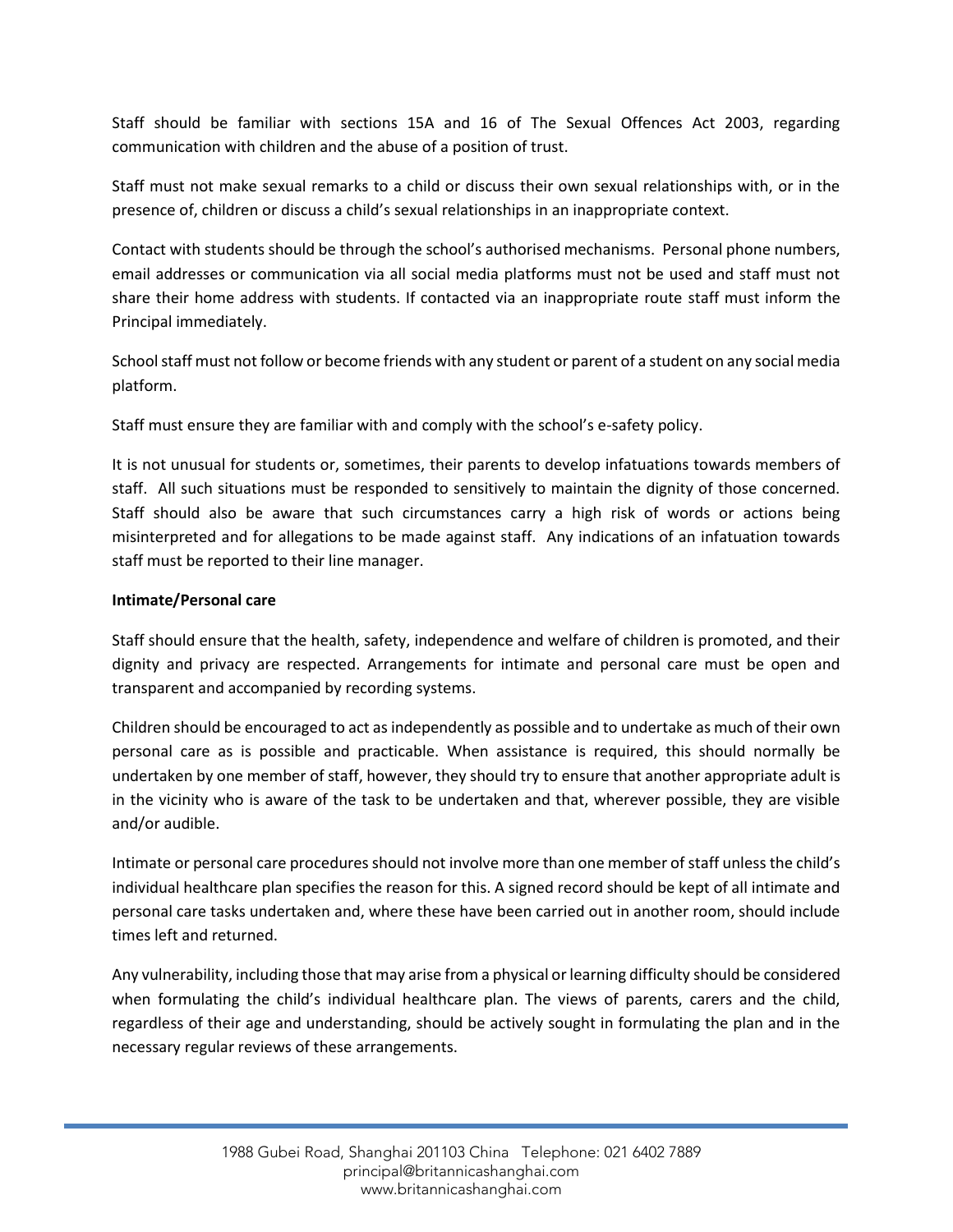Staff should be familiar with sections 15A and 16 of The Sexual Offences Act 2003, regarding communication with children and the abuse of a position of trust.

Staff must not make sexual remarks to a child or discuss their own sexual relationships with, or in the presence of, children or discuss a child's sexual relationships in an inappropriate context.

Contact with students should be through the school's authorised mechanisms. Personal phone numbers, email addresses or communication via all social media platforms must not be used and staff must not share their home address with students. If contacted via an inappropriate route staff must inform the Principal immediately.

School staff must not follow or become friends with any student or parent of a student on any social media platform.

Staff must ensure they are familiar with and comply with the school's e-safety policy.

It is not unusual for students or, sometimes, their parents to develop infatuations towards members of staff. All such situations must be responded to sensitively to maintain the dignity of those concerned. Staff should also be aware that such circumstances carry a high risk of words or actions being misinterpreted and for allegations to be made against staff. Any indications of an infatuation towards staff must be reported to their line manager.

**Intimate/Personal care**

Staff should ensure that the health, safety, independence and welfare of children is promoted, and their dignity and privacy are respected. Arrangements for intimate and personal care must be open and transparent and accompanied by recording systems.

Children should be encouraged to act as independently as possible and to undertake as much of their own personal care as is possible and practicable. When assistance is required, this should normally be undertaken by one member of staff, however, they should try to ensure that another appropriate adult is in the vicinity who is aware of the task to be undertaken and that, wherever possible, they are visible and/or audible.

Intimate or personal care procedures should not involve more than one member of staff unless the child's individual healthcare plan specifies the reason for this. A signed record should be kept of all intimate and personal care tasks undertaken and, where these have been carried out in another room, should include times left and returned.

Any vulnerability, including those that may arise from a physical or learning difficulty should be considered when formulating the child's individual healthcare plan. The views of parents, carers and the child, regardless of their age and understanding, should be actively sought in formulating the plan and in the necessary regular reviews of these arrangements.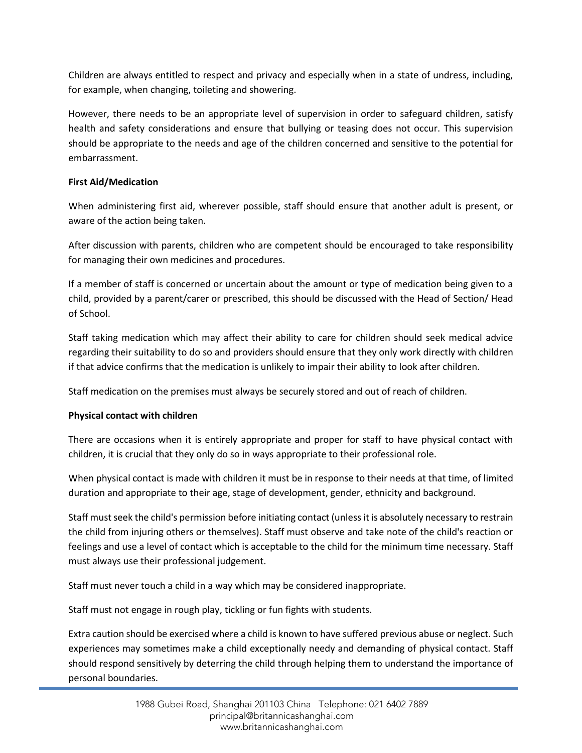Children are always entitled to respect and privacy and especially when in a state of undress, including, for example, when changing, toileting and showering.

However, there needs to be an appropriate level of supervision in order to safeguard children, satisfy health and safety considerations and ensure that bullying or teasing does not occur. This supervision should be appropriate to the needs and age of the children concerned and sensitive to the potential for embarrassment.

**First Aid/Medication**

When administering first aid, wherever possible, staff should ensure that another adult is present, or aware of the action being taken.

After discussion with parents, children who are competent should be encouraged to take responsibility for managing their own medicines and procedures.

If a member of staff is concerned or uncertain about the amount or type of medication being given to a child, provided by a parent/carer or prescribed, this should be discussed with the Head of Section/ Head of School.

Staff taking medication which may affect their ability to care for children should seek medical advice regarding their suitability to do so and providers should ensure that they only work directly with children if that advice confirms that the medication is unlikely to impair their ability to look after children.

Staff medication on the premises must always be securely stored and out of reach of children.

**Physical contact with children**

There are occasions when it is entirely appropriate and proper for staff to have physical contact with children, it is crucial that they only do so in ways appropriate to their professional role.

When physical contact is made with children it must be in response to their needs at that time, of limited duration and appropriate to their age, stage of development, gender, ethnicity and background.

Staff must seek the child's permission before initiating contact (unless it is absolutely necessary to restrain the child from injuring others or themselves). Staff must observe and take note of the child's reaction or feelings and use a level of contact which is acceptable to the child for the minimum time necessary. Staff must always use their professional judgement.

Staff must never touch a child in a way which may be considered inappropriate.

Staff must not engage in rough play, tickling or fun fights with students.

Extra caution should be exercised where a child is known to have suffered previous abuse or neglect. Such experiences may sometimes make a child exceptionally needy and demanding of physical contact. Staff should respond sensitively by deterring the child through helping them to understand the importance of personal boundaries.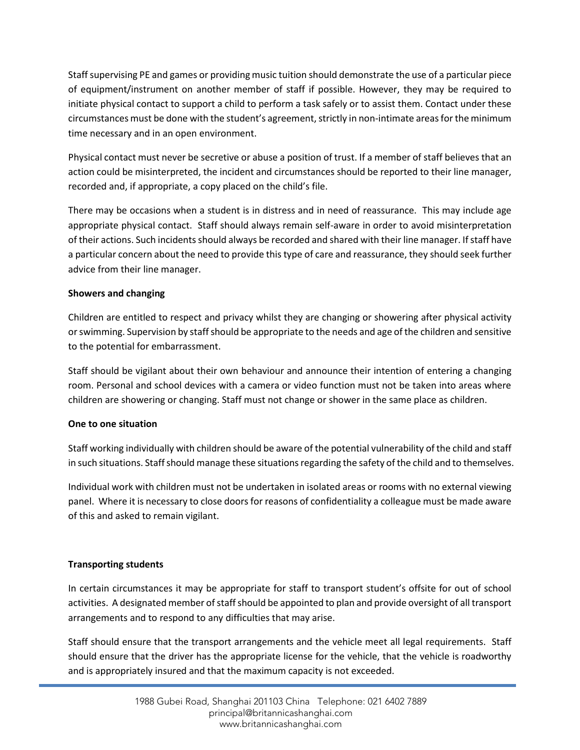Staff supervising PE and games or providing music tuition should demonstrate the use of a particular piece of equipment/instrument on another member of staff if possible. However, they may be required to initiate physical contact to support a child to perform a task safely or to assist them. Contact under these circumstances must be done with the student's agreement, strictly in non-intimate areas for the minimum time necessary and in an open environment.

Physical contact must never be secretive or abuse a position of trust. If a member of staff believes that an action could be misinterpreted, the incident and circumstances should be reported to their line manager, recorded and, if appropriate, a copy placed on the child's file.

There may be occasions when a student is in distress and in need of reassurance. This may include age appropriate physical contact. Staff should always remain self-aware in order to avoid misinterpretation of their actions. Such incidents should always be recorded and shared with their line manager. If staff have a particular concern about the need to provide this type of care and reassurance, they should seek further advice from their line manager.

**Showers and changing**

Children are entitled to respect and privacy whilst they are changing or showering after physical activity or swimming. Supervision by staff should be appropriate to the needs and age of the children and sensitive to the potential for embarrassment.

Staff should be vigilant about their own behaviour and announce their intention of entering a changing room. Personal and school devices with a camera or video function must not be taken into areas where children are showering or changing. Staff must not change or shower in the same place as children.

**One to one situation**

Staff working individually with children should be aware of the potential vulnerability of the child and staff in such situations. Staff should manage these situations regarding the safety of the child and to themselves.

Individual work with children must not be undertaken in isolated areas or rooms with no external viewing panel. Where it is necessary to close doors for reasons of confidentiality a colleague must be made aware of this and asked to remain vigilant.

**Transporting students**

In certain circumstances it may be appropriate for staff to transport student's offsite for out of school activities. A designated member of staff should be appointed to plan and provide oversight of all transport arrangements and to respond to any difficulties that may arise.

Staff should ensure that the transport arrangements and the vehicle meet all legal requirements. Staff should ensure that the driver has the appropriate license for the vehicle, that the vehicle is roadworthy and is appropriately insured and that the maximum capacity is not exceeded.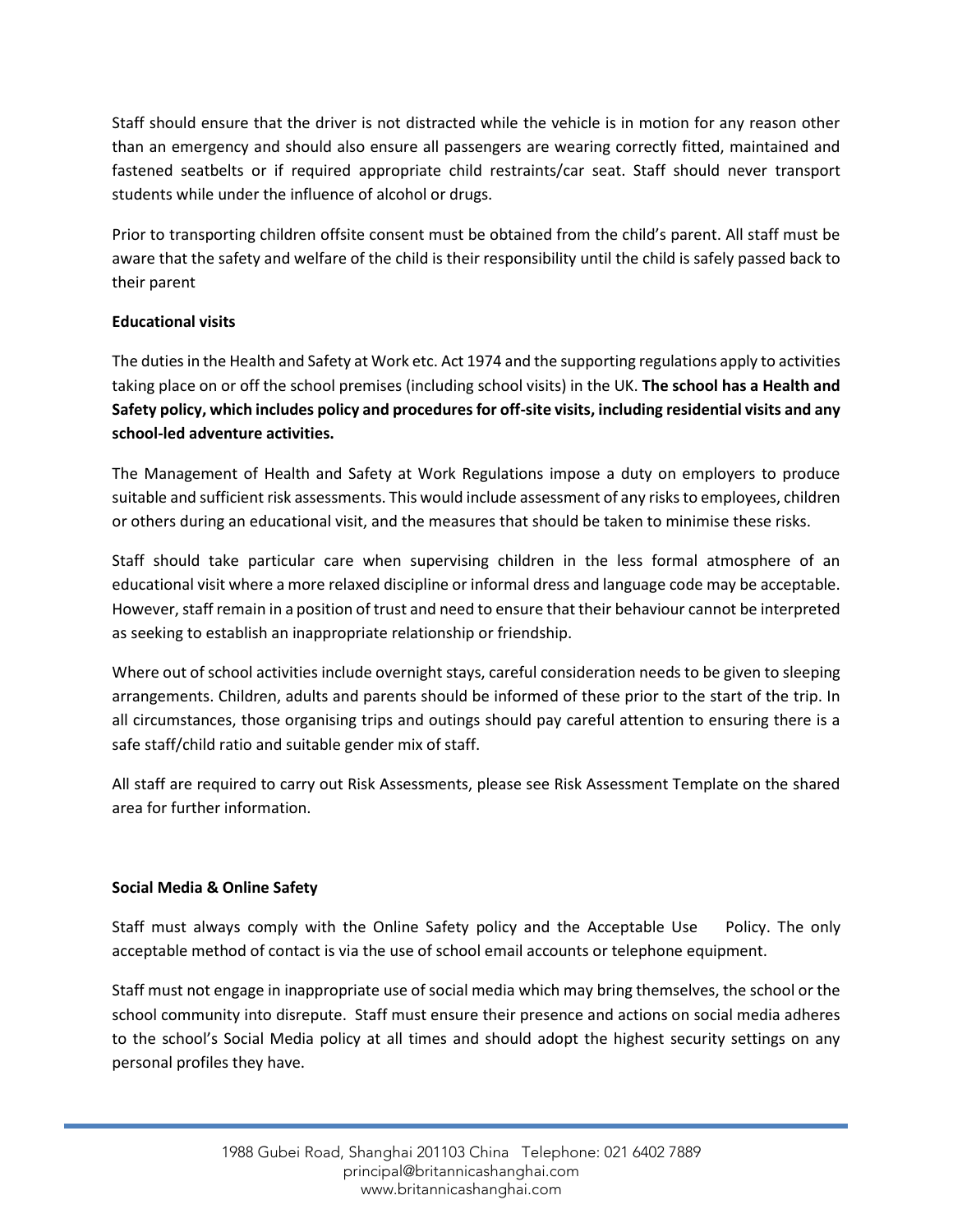Staff should ensure that the driver is not distracted while the vehicle is in motion for any reason other than an emergency and should also ensure all passengers are wearing correctly fitted, maintained and fastened seatbelts or if required appropriate child restraints/car seat. Staff should never transport students while under the influence of alcohol or drugs.

Prior to transporting children offsite consent must be obtained from the child's parent. All staff must be aware that the safety and welfare of the child is their responsibility until the child is safely passed back to their parent

**Educational visits**

The duties in the Health and Safety at Work etc. Act 1974 and the supporting regulations apply to activities taking place on or off the school premises (including school visits) in the UK. **The school has a Health and Safety policy, which includes policy and procedures for off-site visits, including residential visits and any school-led adventure activities.**

The Management of Health and Safety at Work Regulations impose a duty on employers to produce suitable and sufficient risk assessments. This would include assessment of any risks to employees, children or others during an educational visit, and the measures that should be taken to minimise these risks.

Staff should take particular care when supervising children in the less formal atmosphere of an educational visit where a more relaxed discipline or informal dress and language code may be acceptable. However, staff remain in a position of trust and need to ensure that their behaviour cannot be interpreted as seeking to establish an inappropriate relationship or friendship.

Where out of school activities include overnight stays, careful consideration needs to be given to sleeping arrangements. Children, adults and parents should be informed of these prior to the start of the trip. In all circumstances, those organising trips and outings should pay careful attention to ensuring there is a safe staff/child ratio and suitable gender mix of staff.

All staff are required to carry out Risk Assessments, please see Risk Assessment Template on the shared area for further information.

**Social Media & Online Safety**

Staff must always comply with the Online Safety policy and the Acceptable Use Policy. The only acceptable method of contact is via the use of school email accounts or telephone equipment.

Staff must not engage in inappropriate use of social media which may bring themselves, the school or the school community into disrepute. Staff must ensure their presence and actions on social media adheres to the school's Social Media policy at all times and should adopt the highest security settings on any personal profiles they have.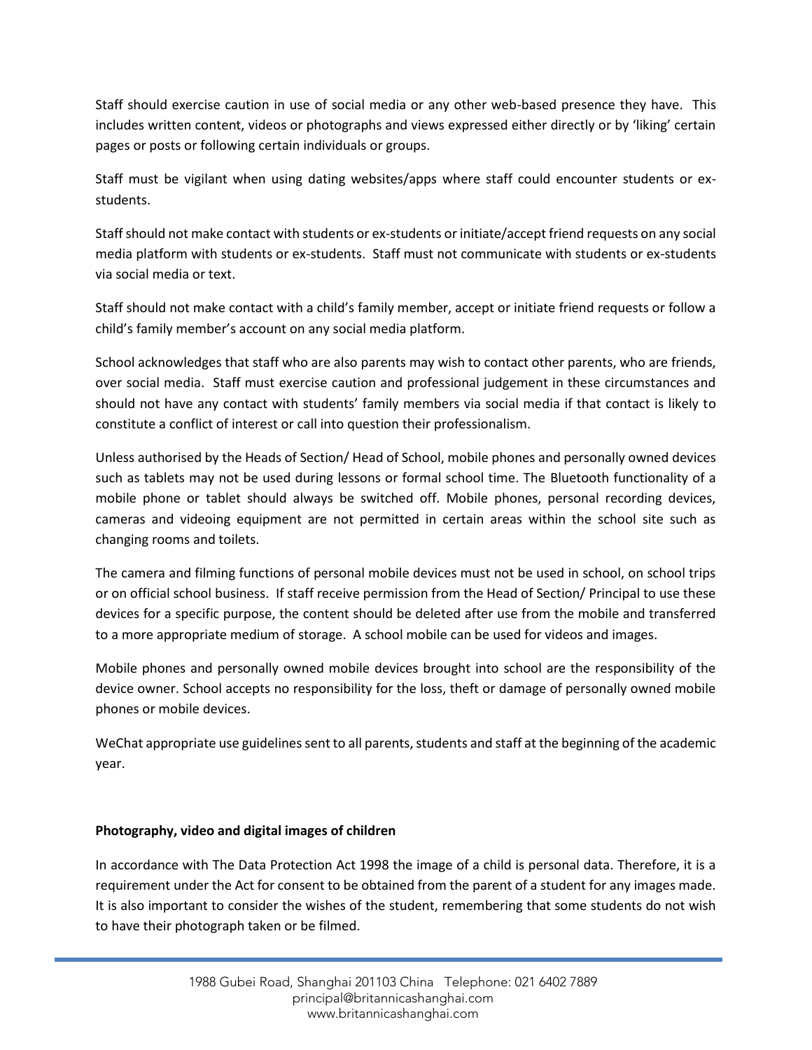Staff should exercise caution in use of social media or any other web-based presence they have. This includes written content, videos or photographs and views expressed either directly or by 'liking' certain pages or posts or following certain individuals or groups.

Staff must be vigilant when using dating websites/apps where staff could encounter students or ex-students.

Staff should not make contact with students or ex-students or initiate/accept friend requests on any social media platform with students or ex-students. Staff must not communicate with students or ex-students via social media or text.

Staff should not make contact with a child's family member, accept or initiate friend requests or follow a child's family member's account on any social media platform.

School acknowledges that staff who are also parents may wish to contact other parents, who are friends, over social media. Staff must exercise caution and professional judgement in these circumstances and should not have any contact with students' family members via social media if that contact is likely to constitute a conflict of interest or call into question their professionalism.

Unless authorised by the Heads of Section/ Head of School, mobile phones and personally owned devices such as tablets may not be used during lessons or formal school time. The Bluetooth functionality of a mobile phone or tablet should always be switched off. Mobile phones, personal recording devices, cameras and videoing equipment are not permitted in certain areas within the school site such as changing rooms and toilets.

The camera and filming functions of personal mobile devices must not be used in school, on school trips or on official school business. If staff receive permission from the Head of Section/ Principal to use these devices for a specific purpose, the content should be deleted after use from the mobile and transferred to a more appropriate medium of storage. A school mobile can be used for videos and images.

Mobile phones and personally owned mobile devices brought into school are the responsibility of the device owner. School accepts no responsibility for the loss, theft or damage of personally owned mobile phones or mobile devices.

WeChat appropriate use guidelines sent to all parents, students and staff at the beginning of the academic year.

**Photography, video and digital images of children**

In accordance with The Data Protection Act 1998 the image of a child is personal data. Therefore, it is a requirement under the Act for consent to be obtained from the parent of a student for any images made. It is also important to consider the wishes of the student, remembering that some students do not wish to have their photograph taken or be filmed.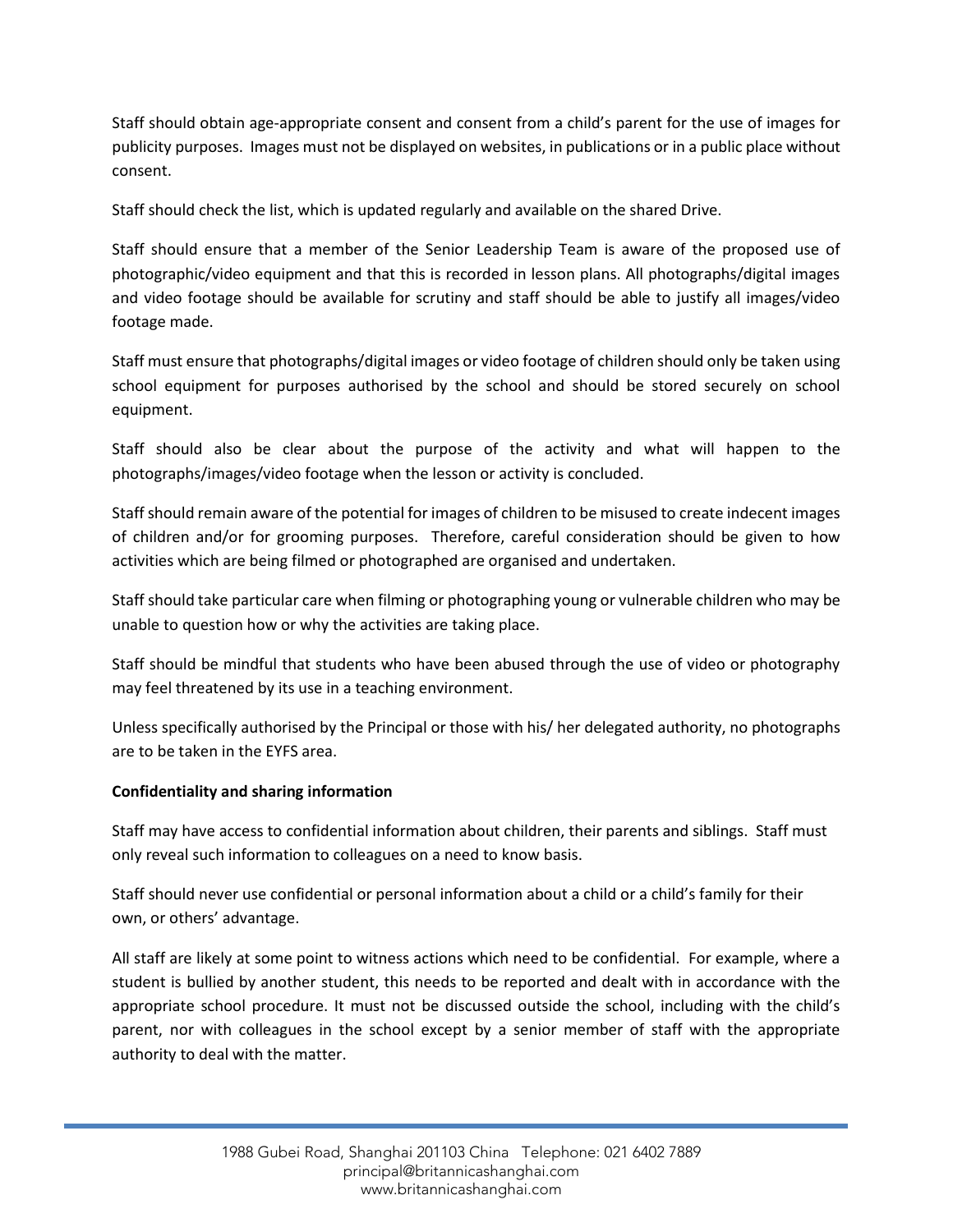Staff should obtain age-appropriate consent and consent from a child's parent for the use of images for publicity purposes. Images must not be displayed on websites, in publications or in a public place without consent.

Staff should check the list, which is updated regularly and available on the shared Drive.

Staff should ensure that a member of the Senior Leadership Team is aware of the proposed use of photographic/video equipment and that this is recorded in lesson plans. All photographs/digital images and video footage should be available for scrutiny and staff should be able to justify all images/video footage made.

Staff must ensure that photographs/digital images or video footage of children should only be taken using school equipment for purposes authorised by the school and should be stored securely on school equipment.

Staff should also be clear about the purpose of the activity and what will happen to the photographs/images/video footage when the lesson or activity is concluded.

Staff should remain aware of the potential for images of children to be misused to create indecent images of children and/or for grooming purposes. Therefore, careful consideration should be given to how activities which are being filmed or photographed are organised and undertaken.

Staff should take particular care when filming or photographing young or vulnerable children who may be unable to question how or why the activities are taking place.

Staff should be mindful that students who have been abused through the use of video or photography may feel threatened by its use in a teaching environment.

Unless specifically authorised by the Principal or those with his/ her delegated authority, no photographs are to be taken in the EYFS area.

**Confidentiality and sharing information**

Staff may have access to confidential information about children, their parents and siblings. Staff must only reveal such information to colleagues on a need to know basis.

Staff should never use confidential or personal information about a child or a child's family for their own, or others' advantage.

All staff are likely at some point to witness actions which need to be confidential. For example, where a student is bullied by another student, this needs to be reported and dealt with in accordance with the appropriate school procedure. It must not be discussed outside the school, including with the child's parent, nor with colleagues in the school except by a senior member of staff with the appropriate authority to deal with the matter.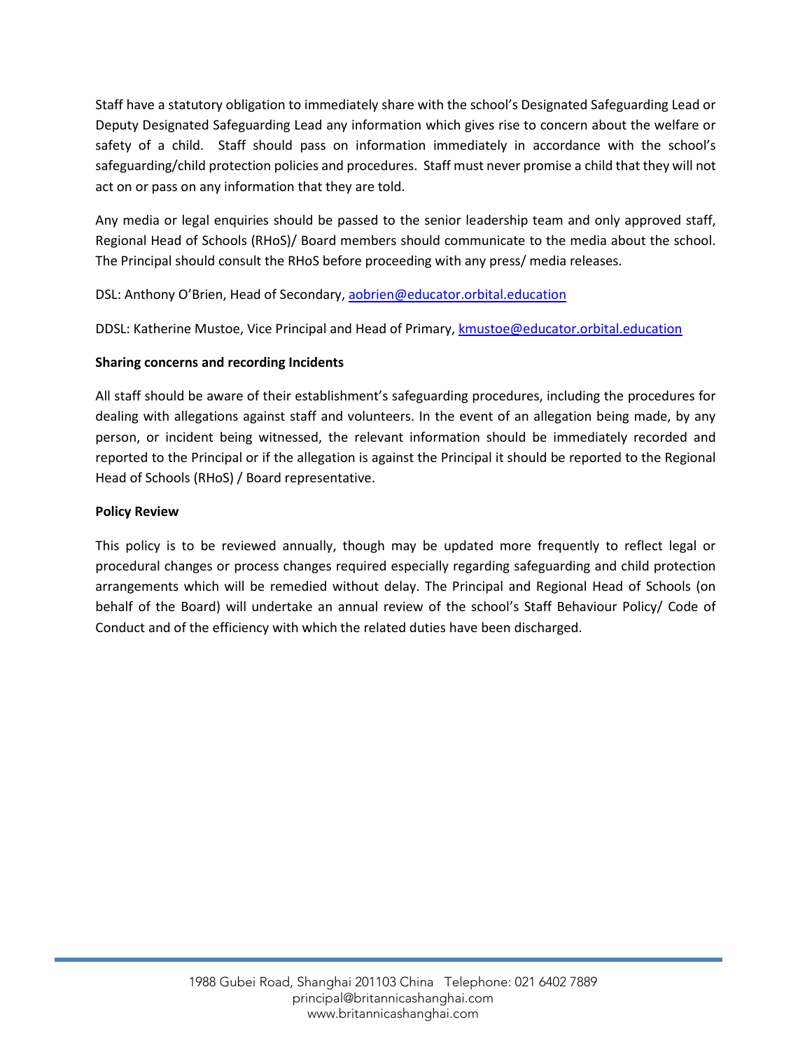Staff have a statutory obligation to immediately share with the school's Designated Safeguarding Lead or Deputy Designated Safeguarding Lead any information which gives rise to concern about the welfare or safety of a child. Staff should pass on information immediately in accordance with the school's safeguarding/child protection policies and procedures. Staff must never promise a child that they will not act on or pass on any information that they are told.

Any media or legal enquiries should be passed to the senior leadership team and only approved staff, Regional Head of Schools (RHoS)/ Board members should communicate to the media about the school. The Principal should consult the RHoS before proceeding with any press/ media releases.

DSL: Anthony O'Brien, Head of Secondary, [aobrien@educator.orbital.education](mailto:aobrien@educator.orbital.education)

DDSL: Katherine Mustoe, Vice Principal and Head of Primary, [kmustoe@educator.orbital.education](mailto:kmustoe@educator.orbital.education)

**Sharing concerns and recording Incidents**

All staff should be aware of their establishment's safeguarding procedures, including the procedures for dealing with allegations against staff and volunteers. In the event of an allegation being made, by any person, or incident being witnessed, the relevant information should be immediately recorded and reported to the Principal or if the allegation is against the Principal it should be reported to the Regional Head of Schools (RHoS) / Board representative.

**Policy Review**

This policy is to be reviewed annually, though may be updated more frequently to reflect legal or procedural changes or process changes required especially regarding safeguarding and child protection arrangements which will be remedied without delay. The Principal and Regional Head of Schools (on behalf of the Board) will undertake an annual review of the school's Staff Behaviour Policy/ Code of Conduct and of the efficiency with which the related duties have been discharged.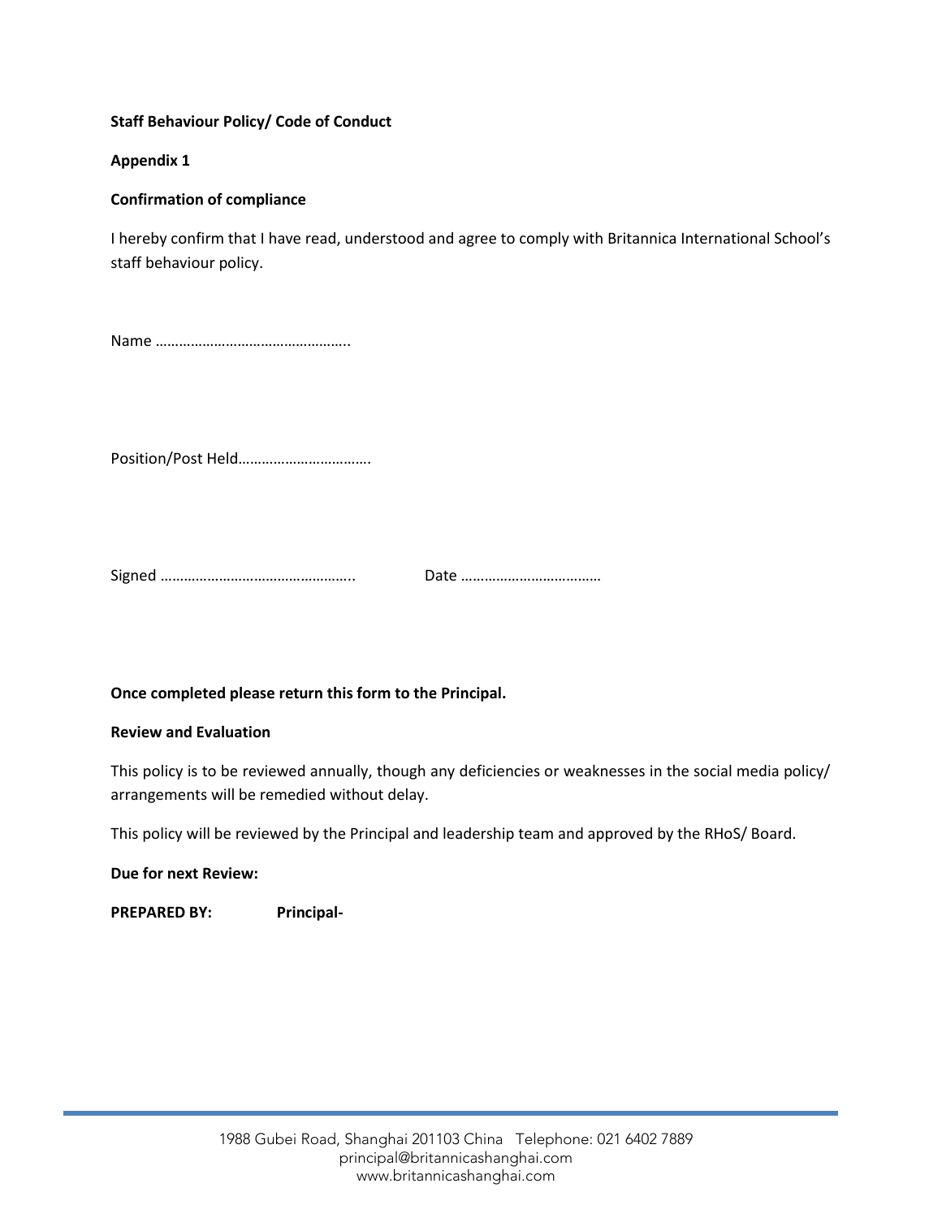**Staff Behaviour Policy/ Code of Conduct**

**Appendix 1**

**Confirmation of compliance**

I hereby confirm that I have read, understood and agree to comply with Britannica International School's staff behaviour policy.

Name …………………………………………..

Position/Post Held…………………………….

Signed …………………………………………..  Date ………………………………

**Once completed please return this form to the Principal.**

**Review and Evaluation**

This policy is to be reviewed annually, though any deficiencies or weaknesses in the social media policy/ arrangements will be remedied without delay.

This policy will be reviewed by the Principal and leadership team and approved by the RHoS/ Board.

**Due for next Review:**

**PREPARED BY:** **Principal-**

1988 Gubei Road, Shanghai 201103 China Telephone: 021 6402 7889
principal@britannicashanghai.com
www.britannicashanghai.com